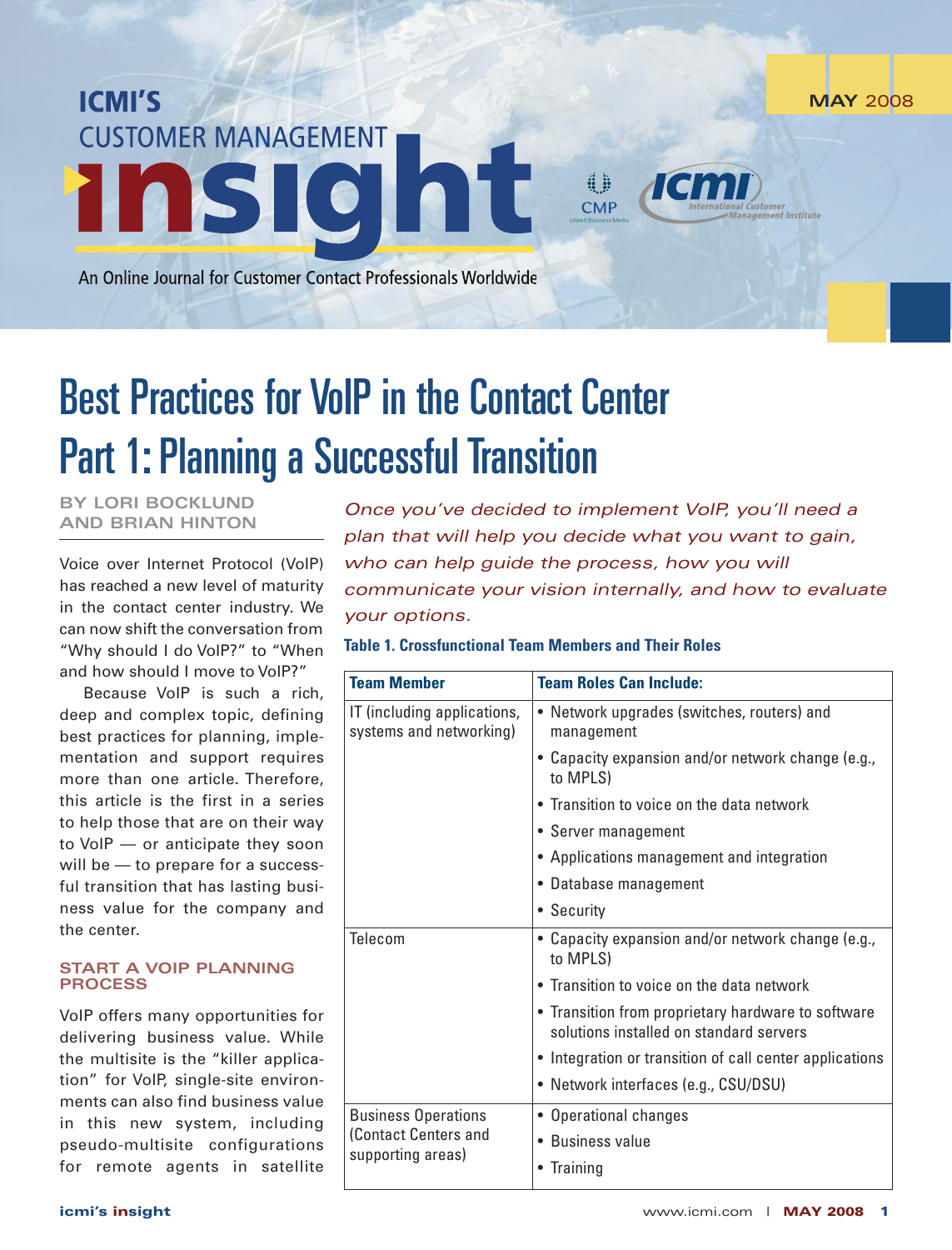ICMI'S

CUSTOMER MANAGEMENT

# insight

An Online Journal for Customer Contact Professionals Worldwide

MAY 2008

# Best Practices for VoIP in the Contact Center
## Part 1: Planning a Successful Transition

BY LORI BOCKLUND AND BRIAN HINTON

*Once you've decided to implement VoIP, you'll need a plan that will help you decide what you want to gain, who can help guide the process, how you will communicate your vision internally, and how to evaluate your options.*

Voice over Internet Protocol (VoIP) has reached a new level of maturity in the contact center industry. We can now shift the conversation from "Why should I do VoIP?" to "When and how should I move to VoIP?"

Because VoIP is such a rich, deep and complex topic, defining best practices for planning, implementation and support requires more than one article. Therefore, this article is the first in a series to help those that are on their way to VoIP — or anticipate they soon will be — to prepare for a successful transition that has lasting business value for the company and the center.

### START A VOIP PLANNING PROCESS

VoIP offers many opportunities for delivering business value. While the multisite is the "killer application" for VoIP, single-site environments can also find business value in this new system, including pseudo-multisite configurations for remote agents in satellite

**Table 1. Crossfunctional Team Members and Their Roles**

| Team Member | Team Roles Can Include: |
|---|---|
| IT (including applications, systems and networking) | • Network upgrades (switches, routers) and management<br>• Capacity expansion and/or network change (e.g., to MPLS)<br>• Transition to voice on the data network<br>• Server management<br>• Applications management and integration<br>• Database management<br>• Security |
| Telecom | • Capacity expansion and/or network change (e.g., to MPLS)<br>• Transition to voice on the data network<br>• Transition from proprietary hardware to software solutions installed on standard servers<br>• Integration or transition of call center applications<br>• Network interfaces (e.g., CSU/DSU) |
| Business Operations (Contact Centers and supporting areas) | • Operational changes<br>• Business value<br>• Training |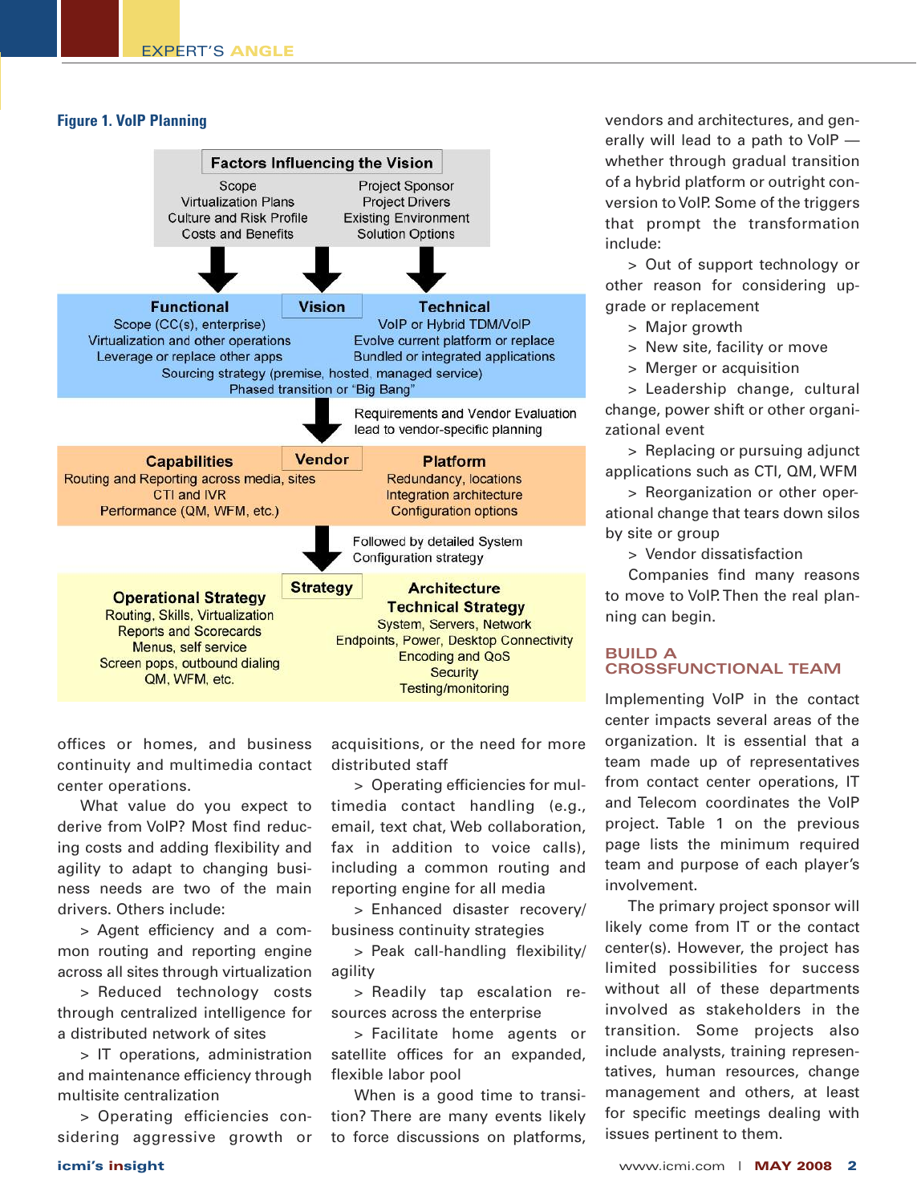**Figure 1. VoIP Planning**

**Factors Influencing the Vision**

| | |
|---|---|
| Scope | Project Sponsor |
| Virtualization Plans | Project Drivers |
| Culture and Risk Profile | Existing Environment |
| Costs and Benefits | Solution Options |

↓

**Vision**

| Functional | Technical |
|---|---|
| Scope (CC(s), enterprise) | VoIP or Hybrid TDM/VoIP |
| Virtualization and other operations | Evolve current platform or replace |
| Leverage or replace other apps | Bundled or integrated applications |

Sourcing strategy (premise, hosted, managed service)
Phased transition or "Big Bang"

↓ Requirements and Vendor Evaluation lead to vendor-specific planning

**Vendor**

| Capabilities | Platform |
|---|---|
| Routing and Reporting across media, sites | Redundancy, locations |
| CTI and IVR | Integration architecture |
| Performance (QM, WFM, etc.) | Configuration options |

↓ Followed by detailed System Configuration strategy

**Strategy**

| Operational Strategy | Architecture Technical Strategy |
|---|---|
| Routing, Skills, Virtualization | System, Servers, Network |
| Reports and Scorecards | Endpoints, Power, Desktop Connectivity |
| Menus, self service | Encoding and QoS |
| Screen pops, outbound dialing | Security |
| QM, WFM, etc. | Testing/monitoring |

offices or homes, and business continuity and multimedia contact center operations.

What value do you expect to derive from VoIP? Most find reducing costs and adding flexibility and agility to adapt to changing business needs are two of the main drivers. Others include:

> Agent efficiency and a common routing and reporting engine across all sites through virtualization

> Reduced technology costs through centralized intelligence for a distributed network of sites

> IT operations, administration and maintenance efficiency through multisite centralization

> Operating efficiencies considering aggressive growth or acquisitions, or the need for more distributed staff

> Operating efficiencies for multimedia contact handling (e.g., email, text chat, Web collaboration, fax in addition to voice calls), including a common routing and reporting engine for all media

> Enhanced disaster recovery/business continuity strategies

> Peak call-handling flexibility/agility

> Readily tap escalation resources across the enterprise

> Facilitate home agents or satellite offices for an expanded, flexible labor pool

When is a good time to transition? There are many events likely to force discussions on platforms, vendors and architectures, and generally will lead to a path to VoIP — whether through gradual transition of a hybrid platform or outright conversion to VoIP. Some of the triggers that prompt the transformation include:

> Out of support technology or other reason for considering upgrade or replacement

> Major growth

> New site, facility or move

> Merger or acquisition

> Leadership change, cultural change, power shift or other organizational event

> Replacing or pursuing adjunct applications such as CTI, QM, WFM

> Reorganization or other operational change that tears down silos by site or group

> Vendor dissatisfaction

Companies find many reasons to move to VoIP. Then the real planning can begin.

## BUILD A CROSSFUNCTIONAL TEAM

Implementing VoIP in the contact center impacts several areas of the organization. It is essential that a team made up of representatives from contact center operations, IT and Telecom coordinates the VoIP project. Table 1 on the previous page lists the minimum required team and purpose of each player's involvement.

The primary project sponsor will likely come from IT or the contact center(s). However, the project has limited possibilities for success without all of these departments involved as stakeholders in the transition. Some projects also include analysts, training representatives, human resources, change management and others, at least for specific meetings dealing with issues pertinent to them.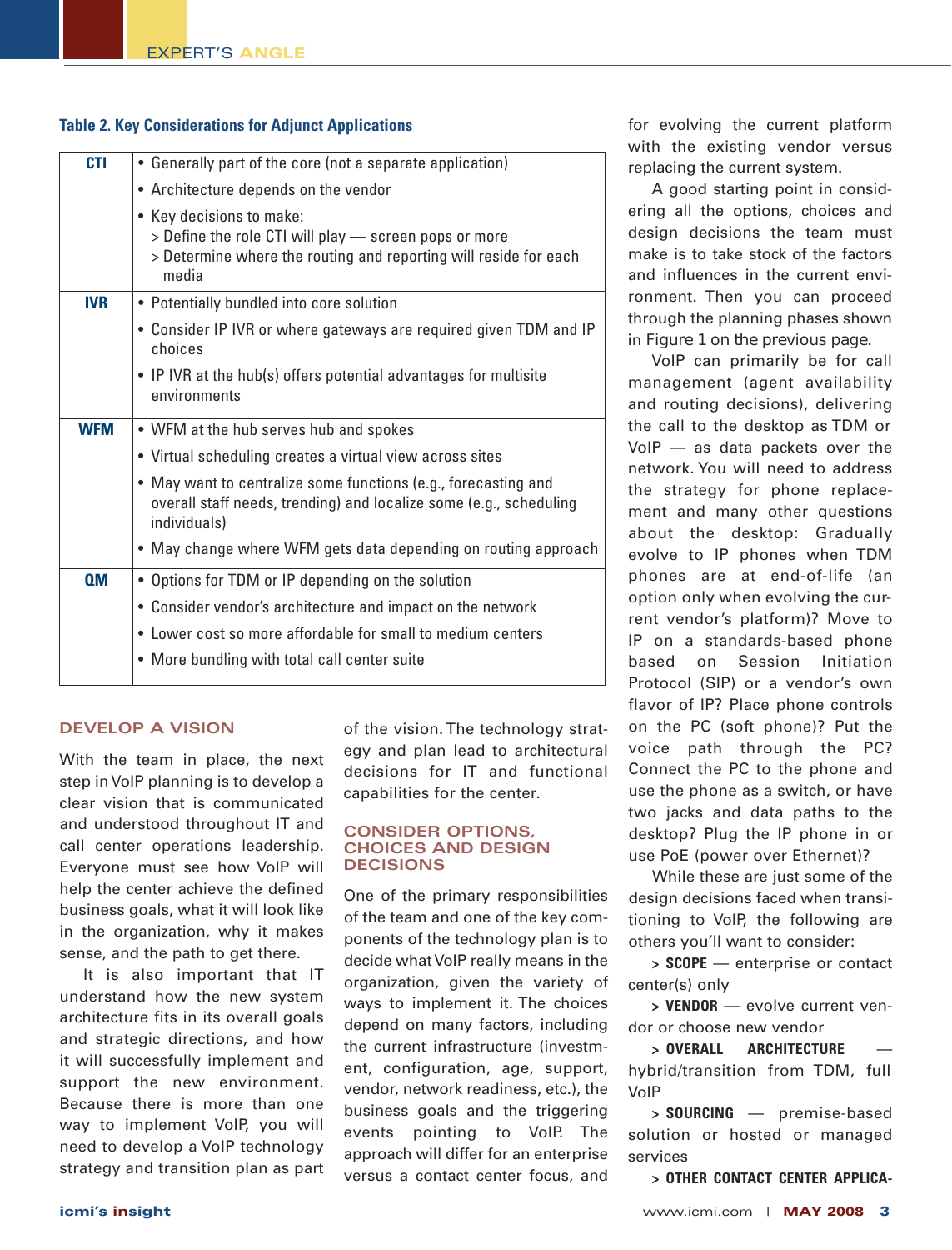**Table 2. Key Considerations for Adjunct Applications**

| | |
|---|---|
| **CTI** | • Generally part of the core (not a separate application)<br>• Architecture depends on the vendor<br>• Key decisions to make:<br>> Define the role CTI will play — screen pops or more<br>> Determine where the routing and reporting will reside for each media |
| **IVR** | • Potentially bundled into core solution<br>• Consider IP IVR or where gateways are required given TDM and IP choices<br>• IP IVR at the hub(s) offers potential advantages for multisite environments |
| **WFM** | • WFM at the hub serves hub and spokes<br>• Virtual scheduling creates a virtual view across sites<br>• May want to centralize some functions (e.g., forecasting and overall staff needs, trending) and localize some (e.g., scheduling individuals)<br>• May change where WFM gets data depending on routing approach |
| **QM** | • Options for TDM or IP depending on the solution<br>• Consider vendor's architecture and impact on the network<br>• Lower cost so more affordable for small to medium centers<br>• More bundling with total call center suite |

## DEVELOP A VISION

With the team in place, the next step in VoIP planning is to develop a clear vision that is communicated and understood throughout IT and call center operations leadership. Everyone must see how VoIP will help the center achieve the defined business goals, what it will look like in the organization, why it makes sense, and the path to get there.

It is also important that IT understand how the new system architecture fits in its overall goals and strategic directions, and how it will successfully implement and support the new environment. Because there is more than one way to implement VoIP, you will need to develop a VoIP technology strategy and transition plan as part of the vision. The technology strategy and plan lead to architectural decisions for IT and functional capabilities for the center.

## CONSIDER OPTIONS, CHOICES AND DESIGN DECISIONS

One of the primary responsibilities of the team and one of the key components of the technology plan is to decide what VoIP really means in the organization, given the variety of ways to implement it. The choices depend on many factors, including the current infrastructure (investment, configuration, age, support, vendor, network readiness, etc.), the business goals and the triggering events pointing to VoIP. The approach will differ for an enterprise versus a contact center focus, and for evolving the current platform with the existing vendor versus replacing the current system.

A good starting point in considering all the options, choices and design decisions the team must make is to take stock of the factors and influences in the current environment. Then you can proceed through the planning phases shown in Figure 1 on the previous page.

VoIP can primarily be for call management (agent availability and routing decisions), delivering the call to the desktop as TDM or VoIP — as data packets over the network. You will need to address the strategy for phone replacement and many other questions about the desktop: Gradually evolve to IP phones when TDM phones are at end-of-life (an option only when evolving the current vendor's platform)? Move to IP on a standards-based phone based on Session Initiation Protocol (SIP) or a vendor's own flavor of IP? Place phone controls on the PC (soft phone)? Put the voice path through the PC? Connect the PC to the phone and use the phone as a switch, or have two jacks and data paths to the desktop? Plug the IP phone in or use PoE (power over Ethernet)?

While these are just some of the design decisions faced when transitioning to VoIP, the following are others you'll want to consider:

> **SCOPE** — enterprise or contact center(s) only

> **VENDOR** — evolve current vendor or choose new vendor

> **OVERALL ARCHITECTURE** — hybrid/transition from TDM, full VoIP

> **SOURCING** — premise-based solution or hosted or managed services

> **OTHER CONTACT CENTER APPLICA-**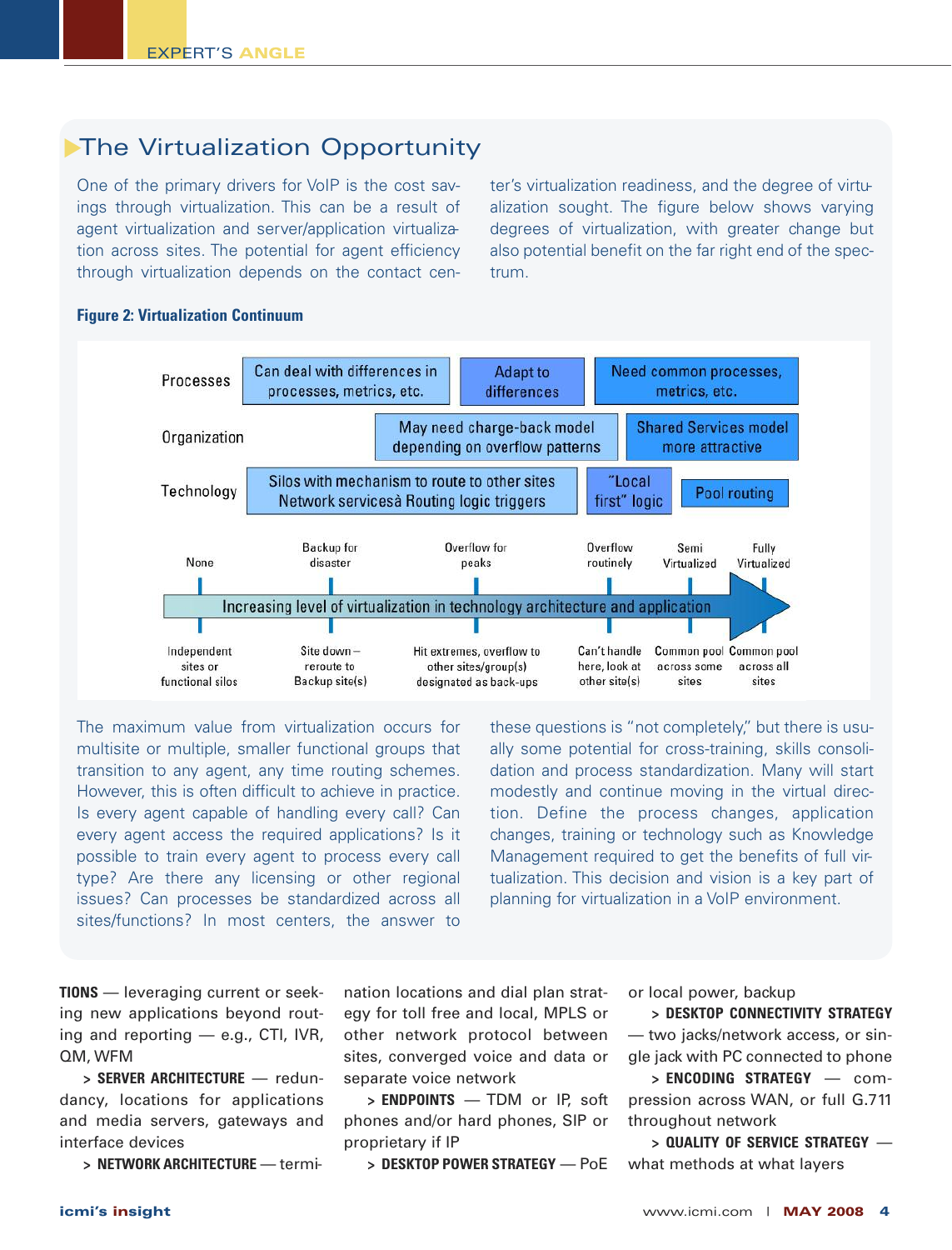## The Virtualization Opportunity

One of the primary drivers for VoIP is the cost savings through virtualization. This can be a result of agent virtualization and server/application virtualization across sites. The potential for agent efficiency through virtualization depends on the contact center's virtualization readiness, and the degree of virtualization sought. The figure below shows varying degrees of virtualization, with greater change but also potential benefit on the far right end of the spectrum.

**Figure 2: Virtualization Continuum**

| | | | | | | |
|---|---|---|---|---|---|---|
| Processes | Can deal with differences in processes, metrics, etc. | | Adapt to differences | | Need common processes, metrics, etc. | |
| Organization | | May need charge-back model depending on overflow patterns | | | Shared Services model more attractive | |
| Technology | Silos with mechanism to route to other sites Network servicesà Routing logic triggers | | | "Local first" logic | Pool routing | |

Increasing level of virtualization in technology architecture and application

| None | Backup for disaster | Overflow for peaks | Overflow routinely | Semi Virtualized | Fully Virtualized |
|---|---|---|---|---|---|
| Independent sites or functional silos | Site down – reroute to Backup site(s) | Hit extremes, overflow to other sites/group(s) designated as back-ups | Can't handle here, look at other site(s) | Common pool across some sites | Common pool across all sites |

The maximum value from virtualization occurs for multisite or multiple, smaller functional groups that transition to any agent, any time routing schemes. However, this is often difficult to achieve in practice. Is every agent capable of handling every call? Can every agent access the required applications? Is it possible to train every agent to process every call type? Are there any licensing or other regional issues? Can processes be standardized across all sites/functions? In most centers, the answer to these questions is "not completely," but there is usually some potential for cross-training, skills consolidation and process standardization. Many will start modestly and continue moving in the virtual direction. Define the process changes, application changes, training or technology such as Knowledge Management required to get the benefits of full virtualization. This decision and vision is a key part of planning for virtualization in a VoIP environment.

**TIONS** — leveraging current or seeking new applications beyond routing and reporting — e.g., CTI, IVR, QM, WFM

> **SERVER ARCHITECTURE** — redundancy, locations for applications and media servers, gateways and interface devices

> **NETWORK ARCHITECTURE** — termination locations and dial plan strategy for toll free and local, MPLS or other network protocol between sites, converged voice and data or separate voice network

> **ENDPOINTS** — TDM or IP, soft phones and/or hard phones, SIP or proprietary if IP

> **DESKTOP POWER STRATEGY** — PoE or local power, backup

> **DESKTOP CONNECTIVITY STRATEGY** — two jacks/network access, or single jack with PC connected to phone

> **ENCODING STRATEGY** — compression across WAN, or full G.711 throughout network

> **QUALITY OF SERVICE STRATEGY** — what methods at what layers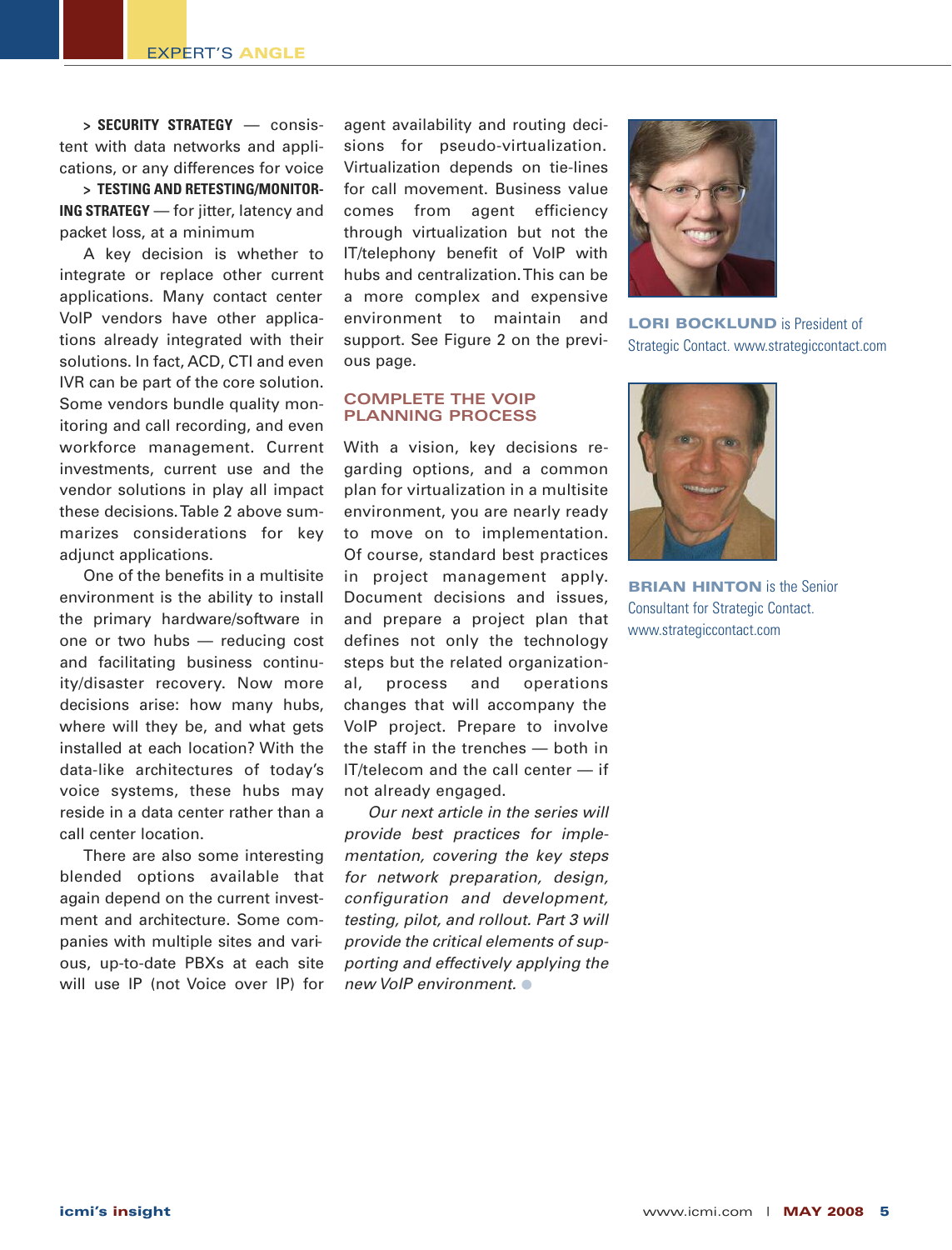**> SECURITY STRATEGY** — consistent with data networks and applications, or any differences for voice

**> TESTING AND RETESTING/MONITORING STRATEGY** — for jitter, latency and packet loss, at a minimum

A key decision is whether to integrate or replace other current applications. Many contact center VoIP vendors have other applications already integrated with their solutions. In fact, ACD, CTI and even IVR can be part of the core solution. Some vendors bundle quality monitoring and call recording, and even workforce management. Current investments, current use and the vendor solutions in play all impact these decisions. Table 2 above summarizes considerations for key adjunct applications.

One of the benefits in a multisite environment is the ability to install the primary hardware/software in one or two hubs — reducing cost and facilitating business continuity/disaster recovery. Now more decisions arise: how many hubs, where will they be, and what gets installed at each location? With the data-like architectures of today's voice systems, these hubs may reside in a data center rather than a call center location.

There are also some interesting blended options available that again depend on the current investment and architecture. Some companies with multiple sites and various, up-to-date PBXs at each site will use IP (not Voice over IP) for agent availability and routing decisions for pseudo-virtualization. Virtualization depends on tie-lines for call movement. Business value comes from agent efficiency through virtualization but not the IT/telephony benefit of VoIP with hubs and centralization. This can be a more complex and expensive environment to maintain and support. See Figure 2 on the previous page.

## COMPLETE THE VOIP PLANNING PROCESS

With a vision, key decisions regarding options, and a common plan for virtualization in a multisite environment, you are nearly ready to move on to implementation. Of course, standard best practices in project management apply. Document decisions and issues, and prepare a project plan that defines not only the technology steps but the related organizational, process and operations changes that will accompany the VoIP project. Prepare to involve the staff in the trenches — both in IT/telecom and the call center — if not already engaged.

*Our next article in the series will provide best practices for implementation, covering the key steps for network preparation, design, configuration and development, testing, pilot, and rollout. Part 3 will provide the critical elements of supporting and effectively applying the new VoIP environment.*

**LORI BOCKLUND** is President of Strategic Contact. www.strategiccontact.com

**BRIAN HINTON** is the Senior Consultant for Strategic Contact. www.strategiccontact.com